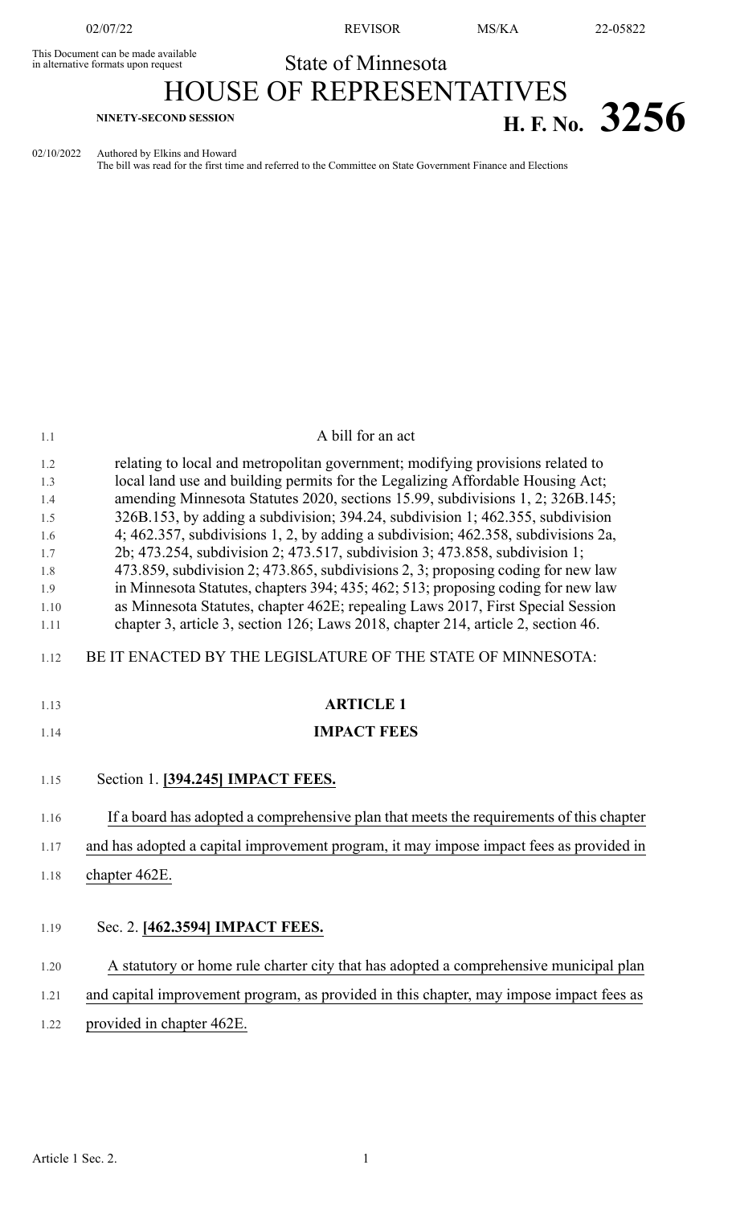This Document can be made available in alternative formats upon request

State of Minnesota

# HOUSE OF REPRESENTATIVES

NINETY-SECOND SESSION

**H. F. No. 3256**

02/10/2022 Authored by Elkins and Howard
The bill was read for the first time and referred to the Committee on State Government Finance and Elections

A bill for an act

relating to local and metropolitan government; modifying provisions related to local land use and building permits for the Legalizing Affordable Housing Act; amending Minnesota Statutes 2020, sections 15.99, subdivisions 1, 2; 326B.145; 326B.153, by adding a subdivision; 394.24, subdivision 1; 462.355, subdivision 4; 462.357, subdivisions 1, 2, by adding a subdivision; 462.358, subdivisions 2a, 2b; 473.254, subdivision 2; 473.517, subdivision 3; 473.858, subdivision 1; 473.859, subdivision 2; 473.865, subdivisions 2, 3; proposing coding for new law in Minnesota Statutes, chapters 394; 435; 462; 513; proposing coding for new law as Minnesota Statutes, chapter 462E; repealing Laws 2017, First Special Session chapter 3, article 3, section 126; Laws 2018, chapter 214, article 2, section 46.

BE IT ENACTED BY THE LEGISLATURE OF THE STATE OF MINNESOTA:

## ARTICLE 1

## IMPACT FEES

Section 1. **[394.245] IMPACT FEES.**

If a board has adopted a comprehensive plan that meets the requirements of this chapter and has adopted a capital improvement program, it may impose impact fees as provided in chapter 462E.

Sec. 2. **[462.3594] IMPACT FEES.**

A statutory or home rule charter city that has adopted a comprehensive municipal plan and capital improvement program, as provided in this chapter, may impose impact fees as provided in chapter 462E.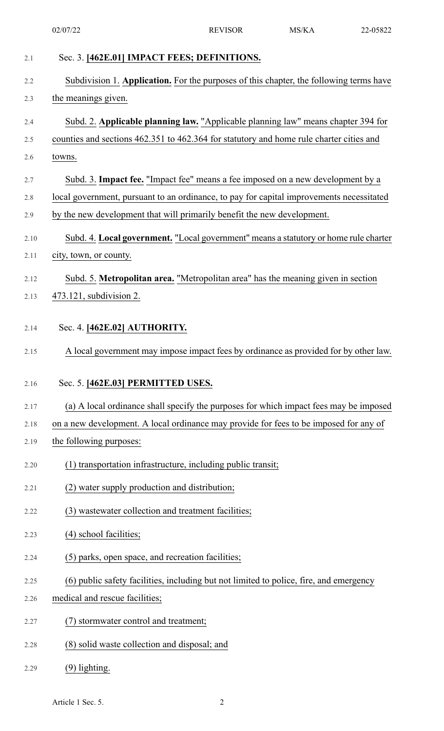Sec. 3. **[462E.01] IMPACT FEES; DEFINITIONS.**

Subdivision 1. **Application.** For the purposes of this chapter, the following terms have the meanings given.

Subd. 2. **Applicable planning law.** "Applicable planning law" means chapter 394 for counties and sections 462.351 to 462.364 for statutory and home rule charter cities and towns.

Subd. 3. **Impact fee.** "Impact fee" means a fee imposed on a new development by a local government, pursuant to an ordinance, to pay for capital improvements necessitated by the new development that will primarily benefit the new development.

Subd. 4. **Local government.** "Local government" means a statutory or home rule charter city, town, or county.

Subd. 5. **Metropolitan area.** "Metropolitan area" has the meaning given in section 473.121, subdivision 2.

Sec. 4. **[462E.02] AUTHORITY.**

A local government may impose impact fees by ordinance as provided for by other law.

Sec. 5. **[462E.03] PERMITTED USES.**

(a) A local ordinance shall specify the purposes for which impact fees may be imposed on a new development. A local ordinance may provide for fees to be imposed for any of the following purposes:

(1) transportation infrastructure, including public transit;

(2) water supply production and distribution;

(3) wastewater collection and treatment facilities;

(4) school facilities;

(5) parks, open space, and recreation facilities;

(6) public safety facilities, including but not limited to police, fire, and emergency medical and rescue facilities;

(7) stormwater control and treatment;

(8) solid waste collection and disposal; and

(9) lighting.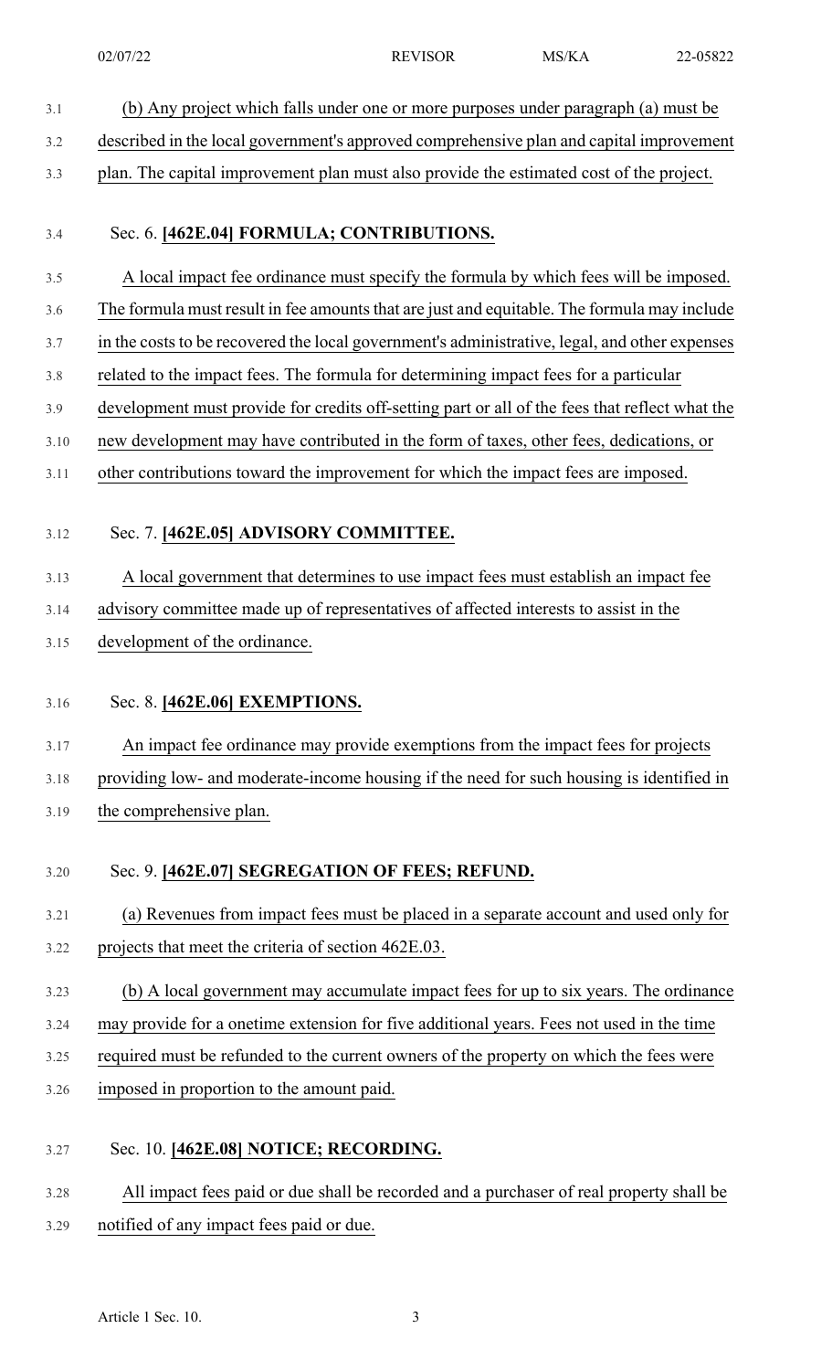(b) Any project which falls under one or more purposes under paragraph (a) must be described in the local government's approved comprehensive plan and capital improvement plan. The capital improvement plan must also provide the estimated cost of the project.

Sec. 6. **[462E.04] FORMULA; CONTRIBUTIONS.**

A local impact fee ordinance must specify the formula by which fees will be imposed. The formula must result in fee amounts that are just and equitable. The formula may include in the costs to be recovered the local government's administrative, legal, and other expenses related to the impact fees. The formula for determining impact fees for a particular development must provide for credits off-setting part or all of the fees that reflect what the new development may have contributed in the form of taxes, other fees, dedications, or other contributions toward the improvement for which the impact fees are imposed.

Sec. 7. **[462E.05] ADVISORY COMMITTEE.**

A local government that determines to use impact fees must establish an impact fee advisory committee made up of representatives of affected interests to assist in the development of the ordinance.

Sec. 8. **[462E.06] EXEMPTIONS.**

An impact fee ordinance may provide exemptions from the impact fees for projects providing low- and moderate-income housing if the need for such housing is identified in the comprehensive plan.

Sec. 9. **[462E.07] SEGREGATION OF FEES; REFUND.**

(a) Revenues from impact fees must be placed in a separate account and used only for projects that meet the criteria of section 462E.03.

(b) A local government may accumulate impact fees for up to six years. The ordinance may provide for a onetime extension for five additional years. Fees not used in the time required must be refunded to the current owners of the property on which the fees were imposed in proportion to the amount paid.

Sec. 10. **[462E.08] NOTICE; RECORDING.**

All impact fees paid or due shall be recorded and a purchaser of real property shall be notified of any impact fees paid or due.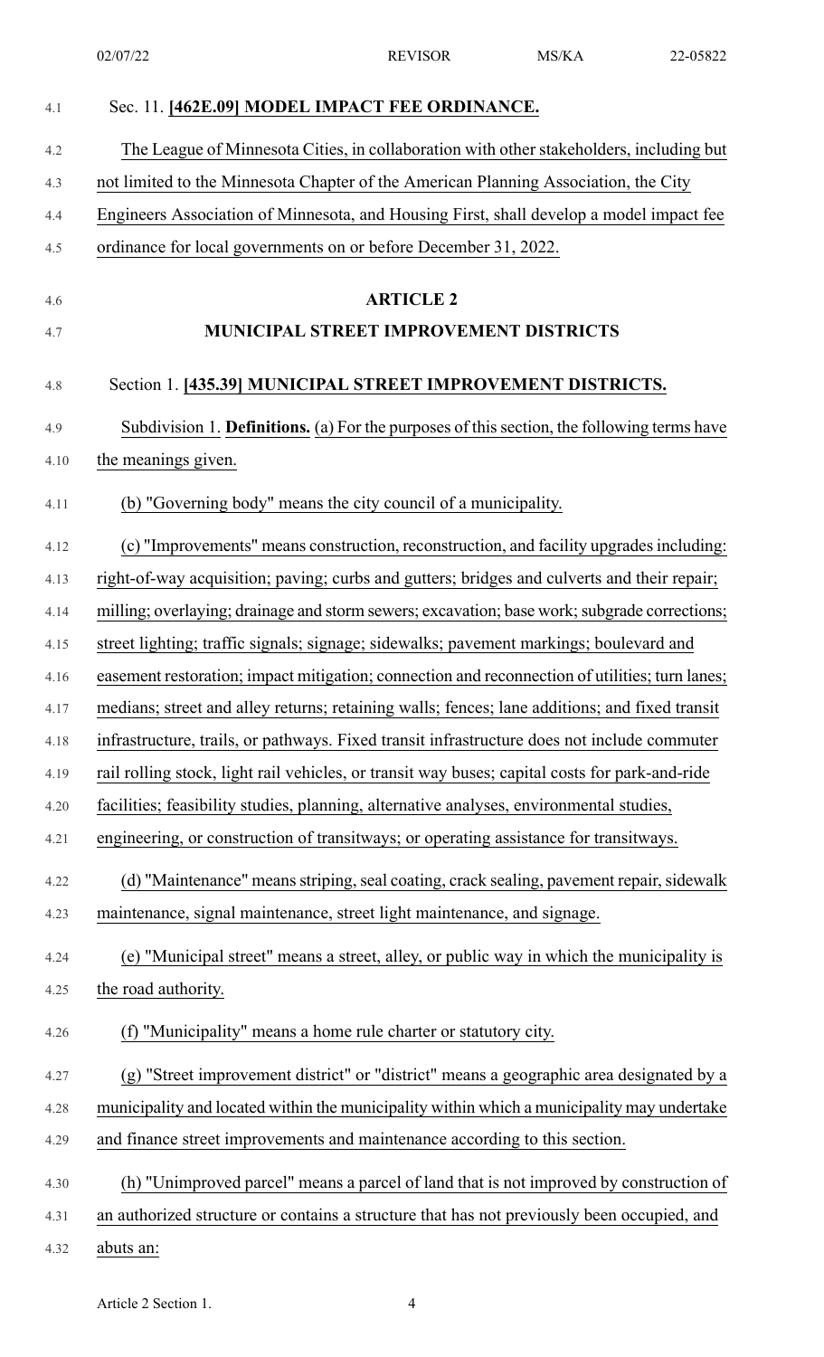Sec. 11. **[462E.09] MODEL IMPACT FEE ORDINANCE.**

The League of Minnesota Cities, in collaboration with other stakeholders, including but not limited to the Minnesota Chapter of the American Planning Association, the City Engineers Association of Minnesota, and Housing First, shall develop a model impact fee ordinance for local governments on or before December 31, 2022.

## ARTICLE 2

## MUNICIPAL STREET IMPROVEMENT DISTRICTS

Section 1. **[435.39] MUNICIPAL STREET IMPROVEMENT DISTRICTS.**

Subdivision 1. **Definitions.** (a) For the purposes of this section, the following terms have the meanings given.

(b) "Governing body" means the city council of a municipality.

(c) "Improvements" means construction, reconstruction, and facility upgrades including: right-of-way acquisition; paving; curbs and gutters; bridges and culverts and their repair; milling; overlaying; drainage and storm sewers; excavation; base work; subgrade corrections; street lighting; traffic signals; signage; sidewalks; pavement markings; boulevard and easement restoration; impact mitigation; connection and reconnection of utilities; turn lanes; medians; street and alley returns; retaining walls; fences; lane additions; and fixed transit infrastructure, trails, or pathways. Fixed transit infrastructure does not include commuter rail rolling stock, light rail vehicles, or transit way buses; capital costs for park-and-ride facilities; feasibility studies, planning, alternative analyses, environmental studies, engineering, or construction of transitways; or operating assistance for transitways.

(d) "Maintenance" means striping, seal coating, crack sealing, pavement repair, sidewalk maintenance, signal maintenance, street light maintenance, and signage.

(e) "Municipal street" means a street, alley, or public way in which the municipality is the road authority.

(f) "Municipality" means a home rule charter or statutory city.

(g) "Street improvement district" or "district" means a geographic area designated by a municipality and located within the municipality within which a municipality may undertake and finance street improvements and maintenance according to this section.

(h) "Unimproved parcel" means a parcel of land that is not improved by construction of an authorized structure or contains a structure that has not previously been occupied, and abuts an: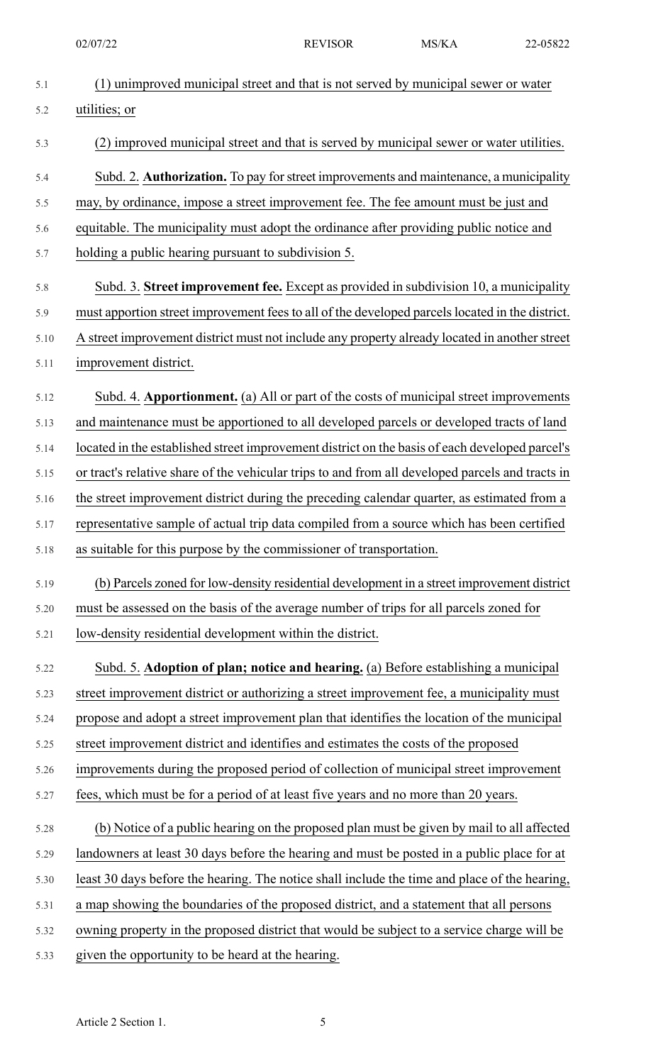(1) unimproved municipal street and that is not served by municipal sewer or water utilities; or

(2) improved municipal street and that is served by municipal sewer or water utilities.

Subd. 2. **Authorization.** To pay for street improvements and maintenance, a municipality may, by ordinance, impose a street improvement fee. The fee amount must be just and equitable. The municipality must adopt the ordinance after providing public notice and holding a public hearing pursuant to subdivision 5.

Subd. 3. **Street improvement fee.** Except as provided in subdivision 10, a municipality must apportion street improvement fees to all of the developed parcels located in the district. A street improvement district must not include any property already located in another street improvement district.

Subd. 4. **Apportionment.** (a) All or part of the costs of municipal street improvements and maintenance must be apportioned to all developed parcels or developed tracts of land located in the established street improvement district on the basis of each developed parcel's or tract's relative share of the vehicular trips to and from all developed parcels and tracts in the street improvement district during the preceding calendar quarter, as estimated from a representative sample of actual trip data compiled from a source which has been certified as suitable for this purpose by the commissioner of transportation.

(b) Parcels zoned for low-density residential development in a street improvement district must be assessed on the basis of the average number of trips for all parcels zoned for low-density residential development within the district.

Subd. 5. **Adoption of plan; notice and hearing.** (a) Before establishing a municipal street improvement district or authorizing a street improvement fee, a municipality must propose and adopt a street improvement plan that identifies the location of the municipal street improvement district and identifies and estimates the costs of the proposed improvements during the proposed period of collection of municipal street improvement fees, which must be for a period of at least five years and no more than 20 years.

(b) Notice of a public hearing on the proposed plan must be given by mail to all affected landowners at least 30 days before the hearing and must be posted in a public place for at least 30 days before the hearing. The notice shall include the time and place of the hearing, a map showing the boundaries of the proposed district, and a statement that all persons owning property in the proposed district that would be subject to a service charge will be given the opportunity to be heard at the hearing.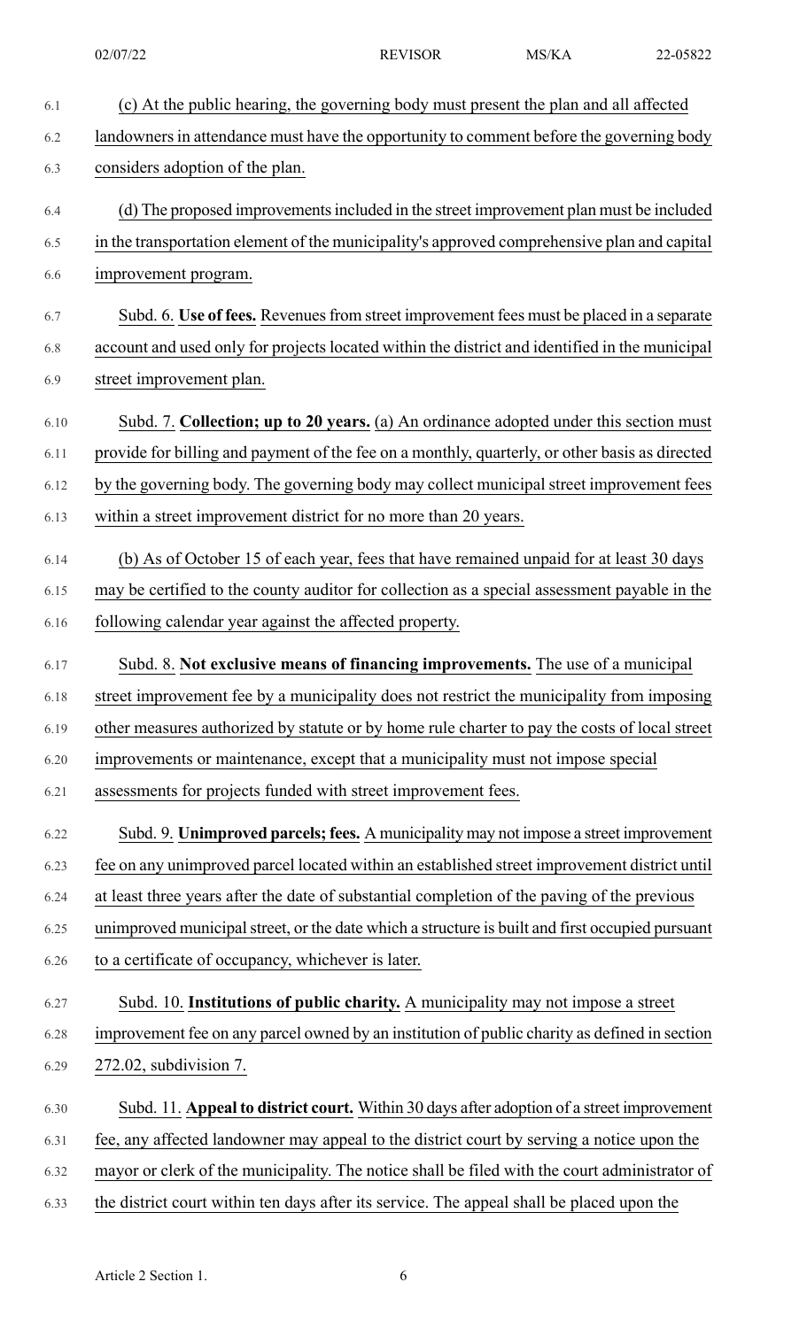(c) At the public hearing, the governing body must present the plan and all affected landowners in attendance must have the opportunity to comment before the governing body considers adoption of the plan.

(d) The proposed improvements included in the street improvement plan must be included in the transportation element of the municipality's approved comprehensive plan and capital improvement program.

Subd. 6. **Use of fees.** Revenues from street improvement fees must be placed in a separate account and used only for projects located within the district and identified in the municipal street improvement plan.

Subd. 7. **Collection; up to 20 years.** (a) An ordinance adopted under this section must provide for billing and payment of the fee on a monthly, quarterly, or other basis as directed by the governing body. The governing body may collect municipal street improvement fees within a street improvement district for no more than 20 years.

(b) As of October 15 of each year, fees that have remained unpaid for at least 30 days may be certified to the county auditor for collection as a special assessment payable in the following calendar year against the affected property.

Subd. 8. **Not exclusive means of financing improvements.** The use of a municipal street improvement fee by a municipality does not restrict the municipality from imposing other measures authorized by statute or by home rule charter to pay the costs of local street improvements or maintenance, except that a municipality must not impose special assessments for projects funded with street improvement fees.

Subd. 9. **Unimproved parcels; fees.** A municipality may not impose a street improvement fee on any unimproved parcel located within an established street improvement district until at least three years after the date of substantial completion of the paving of the previous unimproved municipal street, or the date which a structure is built and first occupied pursuant to a certificate of occupancy, whichever is later.

Subd. 10. **Institutions of public charity.** A municipality may not impose a street improvement fee on any parcel owned by an institution of public charity as defined in section 272.02, subdivision 7.

Subd. 11. **Appeal to district court.** Within 30 days after adoption of a street improvement fee, any affected landowner may appeal to the district court by serving a notice upon the mayor or clerk of the municipality. The notice shall be filed with the court administrator of the district court within ten days after its service. The appeal shall be placed upon the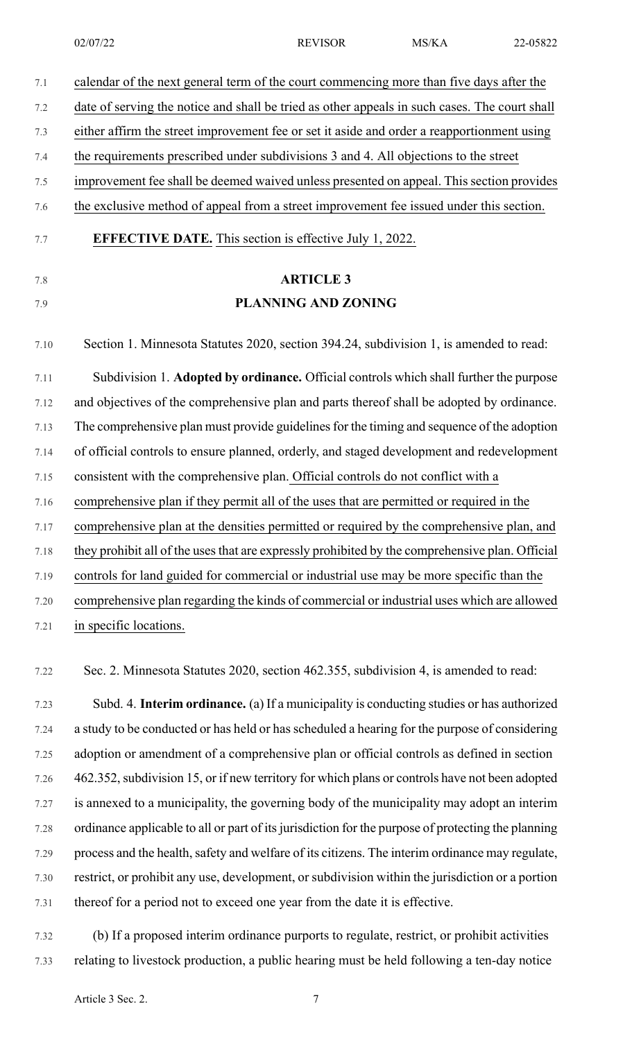calendar of the next general term of the court commencing more than five days after the date of serving the notice and shall be tried as other appeals in such cases. The court shall either affirm the street improvement fee or set it aside and order a reapportionment using the requirements prescribed under subdivisions 3 and 4. All objections to the street improvement fee shall be deemed waived unless presented on appeal. This section provides the exclusive method of appeal from a street improvement fee issued under this section.

**EFFECTIVE DATE.** This section is effective July 1, 2022.

## ARTICLE 3

## PLANNING AND ZONING

Section 1. Minnesota Statutes 2020, section 394.24, subdivision 1, is amended to read:

Subdivision 1. **Adopted by ordinance.** Official controls which shall further the purpose and objectives of the comprehensive plan and parts thereof shall be adopted by ordinance. The comprehensive plan must provide guidelines for the timing and sequence of the adoption of official controls to ensure planned, orderly, and staged development and redevelopment consistent with the comprehensive plan. Official controls do not conflict with a comprehensive plan if they permit all of the uses that are permitted or required in the comprehensive plan at the densities permitted or required by the comprehensive plan, and they prohibit all of the uses that are expressly prohibited by the comprehensive plan. Official controls for land guided for commercial or industrial use may be more specific than the comprehensive plan regarding the kinds of commercial or industrial uses which are allowed in specific locations.

Sec. 2. Minnesota Statutes 2020, section 462.355, subdivision 4, is amended to read:

Subd. 4. **Interim ordinance.** (a) If a municipality is conducting studies or has authorized a study to be conducted or has held or has scheduled a hearing for the purpose of considering adoption or amendment of a comprehensive plan or official controls as defined in section 462.352, subdivision 15, or if new territory for which plans or controls have not been adopted is annexed to a municipality, the governing body of the municipality may adopt an interim ordinance applicable to all or part of its jurisdiction for the purpose of protecting the planning process and the health, safety and welfare of its citizens. The interim ordinance may regulate, restrict, or prohibit any use, development, or subdivision within the jurisdiction or a portion thereof for a period not to exceed one year from the date it is effective.

(b) If a proposed interim ordinance purports to regulate, restrict, or prohibit activities relating to livestock production, a public hearing must be held following a ten-day notice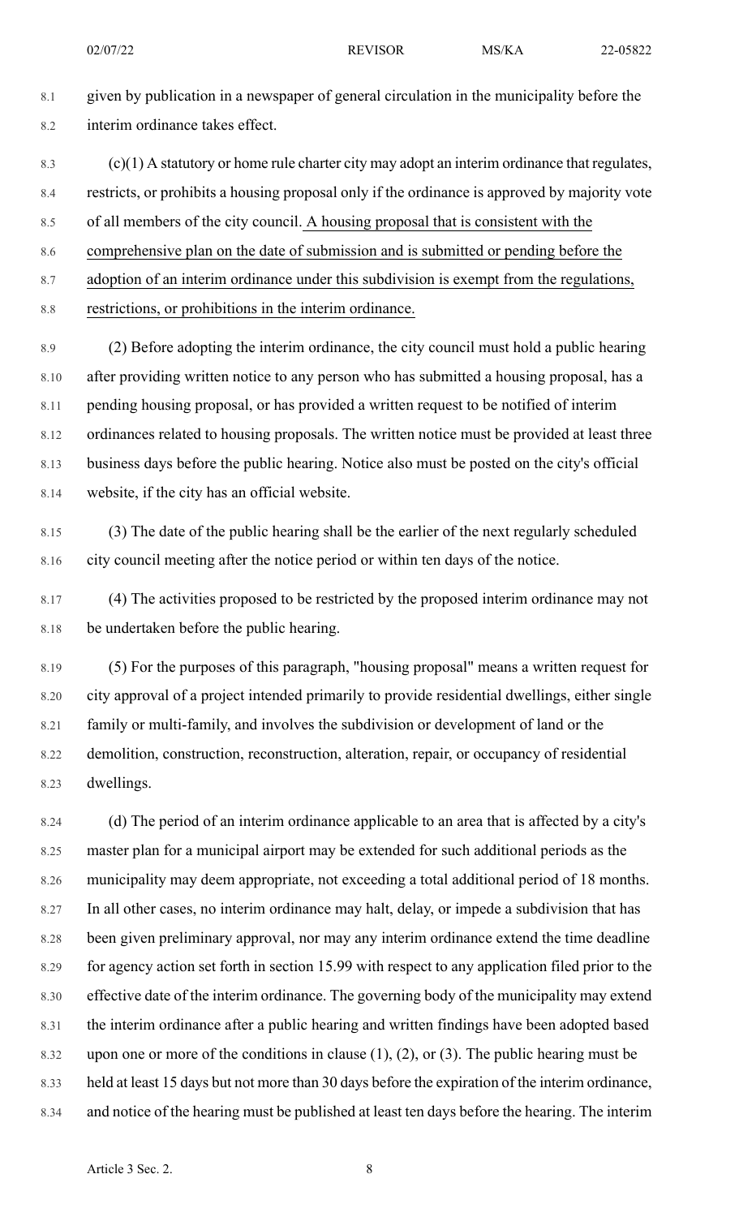given by publication in a newspaper of general circulation in the municipality before the interim ordinance takes effect.

(c)(1) A statutory or home rule charter city may adopt an interim ordinance that regulates, restricts, or prohibits a housing proposal only if the ordinance is approved by majority vote of all members of the city council. A housing proposal that is consistent with the comprehensive plan on the date of submission and is submitted or pending before the adoption of an interim ordinance under this subdivision is exempt from the regulations, restrictions, or prohibitions in the interim ordinance.

(2) Before adopting the interim ordinance, the city council must hold a public hearing after providing written notice to any person who has submitted a housing proposal, has a pending housing proposal, or has provided a written request to be notified of interim ordinances related to housing proposals. The written notice must be provided at least three business days before the public hearing. Notice also must be posted on the city's official website, if the city has an official website.

(3) The date of the public hearing shall be the earlier of the next regularly scheduled city council meeting after the notice period or within ten days of the notice.

(4) The activities proposed to be restricted by the proposed interim ordinance may not be undertaken before the public hearing.

(5) For the purposes of this paragraph, "housing proposal" means a written request for city approval of a project intended primarily to provide residential dwellings, either single family or multi-family, and involves the subdivision or development of land or the demolition, construction, reconstruction, alteration, repair, or occupancy of residential dwellings.

(d) The period of an interim ordinance applicable to an area that is affected by a city's master plan for a municipal airport may be extended for such additional periods as the municipality may deem appropriate, not exceeding a total additional period of 18 months. In all other cases, no interim ordinance may halt, delay, or impede a subdivision that has been given preliminary approval, nor may any interim ordinance extend the time deadline for agency action set forth in section 15.99 with respect to any application filed prior to the effective date of the interim ordinance. The governing body of the municipality may extend the interim ordinance after a public hearing and written findings have been adopted based upon one or more of the conditions in clause (1), (2), or (3). The public hearing must be held at least 15 days but not more than 30 days before the expiration of the interim ordinance, and notice of the hearing must be published at least ten days before the hearing. The interim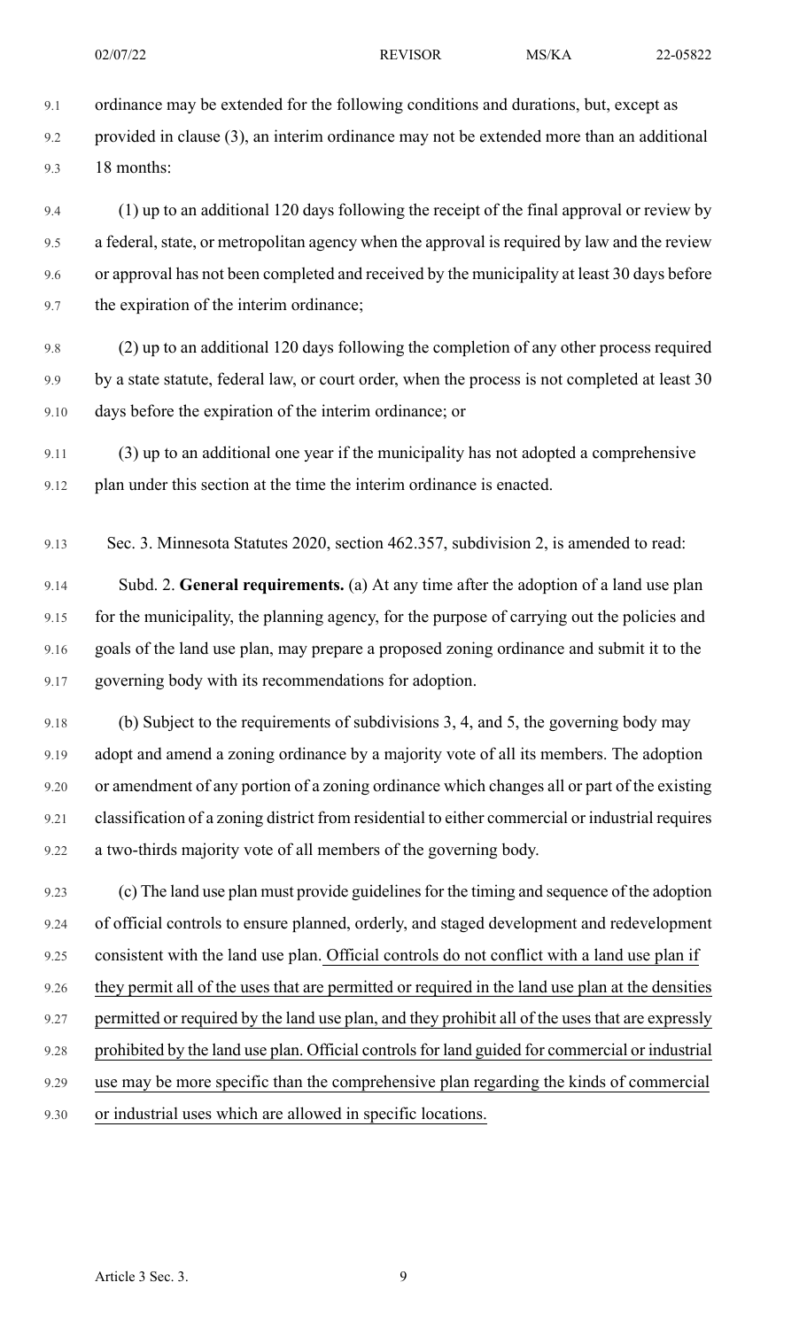ordinance may be extended for the following conditions and durations, but, except as provided in clause (3), an interim ordinance may not be extended more than an additional 18 months:

(1) up to an additional 120 days following the receipt of the final approval or review by a federal, state, or metropolitan agency when the approval is required by law and the review or approval has not been completed and received by the municipality at least 30 days before the expiration of the interim ordinance;

(2) up to an additional 120 days following the completion of any other process required by a state statute, federal law, or court order, when the process is not completed at least 30 days before the expiration of the interim ordinance; or

(3) up to an additional one year if the municipality has not adopted a comprehensive plan under this section at the time the interim ordinance is enacted.

Sec. 3. Minnesota Statutes 2020, section 462.357, subdivision 2, is amended to read:

Subd. 2. **General requirements.** (a) At any time after the adoption of a land use plan for the municipality, the planning agency, for the purpose of carrying out the policies and goals of the land use plan, may prepare a proposed zoning ordinance and submit it to the governing body with its recommendations for adoption.

(b) Subject to the requirements of subdivisions 3, 4, and 5, the governing body may adopt and amend a zoning ordinance by a majority vote of all its members. The adoption or amendment of any portion of a zoning ordinance which changes all or part of the existing classification of a zoning district from residential to either commercial or industrial requires a two-thirds majority vote of all members of the governing body.

(c) The land use plan must provide guidelines for the timing and sequence of the adoption of official controls to ensure planned, orderly, and staged development and redevelopment consistent with the land use plan. Official controls do not conflict with a land use plan if they permit all of the uses that are permitted or required in the land use plan at the densities permitted or required by the land use plan, and they prohibit all of the uses that are expressly prohibited by the land use plan. Official controls for land guided for commercial or industrial use may be more specific than the comprehensive plan regarding the kinds of commercial or industrial uses which are allowed in specific locations.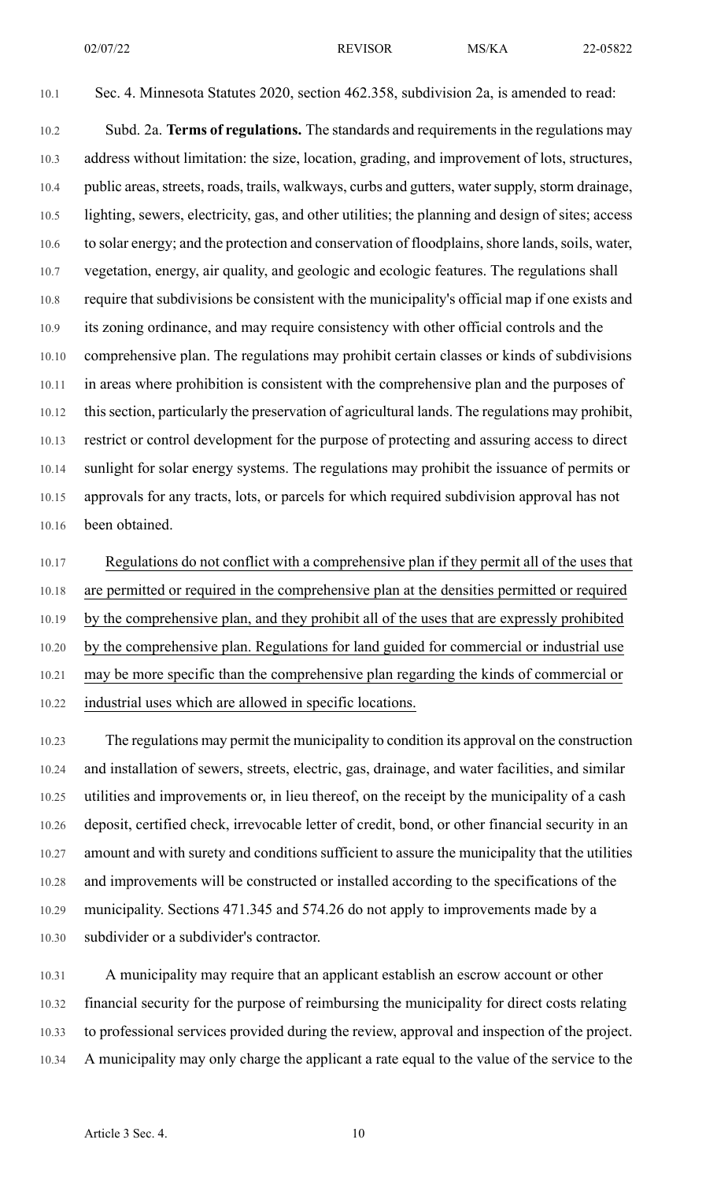Sec. 4. Minnesota Statutes 2020, section 462.358, subdivision 2a, is amended to read:

Subd. 2a. **Terms of regulations.** The standards and requirements in the regulations may address without limitation: the size, location, grading, and improvement of lots, structures, public areas, streets, roads, trails, walkways, curbs and gutters, water supply, storm drainage, lighting, sewers, electricity, gas, and other utilities; the planning and design of sites; access to solar energy; and the protection and conservation of floodplains, shore lands, soils, water, vegetation, energy, air quality, and geologic and ecologic features. The regulations shall require that subdivisions be consistent with the municipality's official map if one exists and its zoning ordinance, and may require consistency with other official controls and the comprehensive plan. The regulations may prohibit certain classes or kinds of subdivisions in areas where prohibition is consistent with the comprehensive plan and the purposes of this section, particularly the preservation of agricultural lands. The regulations may prohibit, restrict or control development for the purpose of protecting and assuring access to direct sunlight for solar energy systems. The regulations may prohibit the issuance of permits or approvals for any tracts, lots, or parcels for which required subdivision approval has not been obtained.

Regulations do not conflict with a comprehensive plan if they permit all of the uses that are permitted or required in the comprehensive plan at the densities permitted or required by the comprehensive plan, and they prohibit all of the uses that are expressly prohibited by the comprehensive plan. Regulations for land guided for commercial or industrial use may be more specific than the comprehensive plan regarding the kinds of commercial or industrial uses which are allowed in specific locations.

The regulations may permit the municipality to condition its approval on the construction and installation of sewers, streets, electric, gas, drainage, and water facilities, and similar utilities and improvements or, in lieu thereof, on the receipt by the municipality of a cash deposit, certified check, irrevocable letter of credit, bond, or other financial security in an amount and with surety and conditions sufficient to assure the municipality that the utilities and improvements will be constructed or installed according to the specifications of the municipality. Sections 471.345 and 574.26 do not apply to improvements made by a subdivider or a subdivider's contractor.

A municipality may require that an applicant establish an escrow account or other financial security for the purpose of reimbursing the municipality for direct costs relating to professional services provided during the review, approval and inspection of the project. A municipality may only charge the applicant a rate equal to the value of the service to the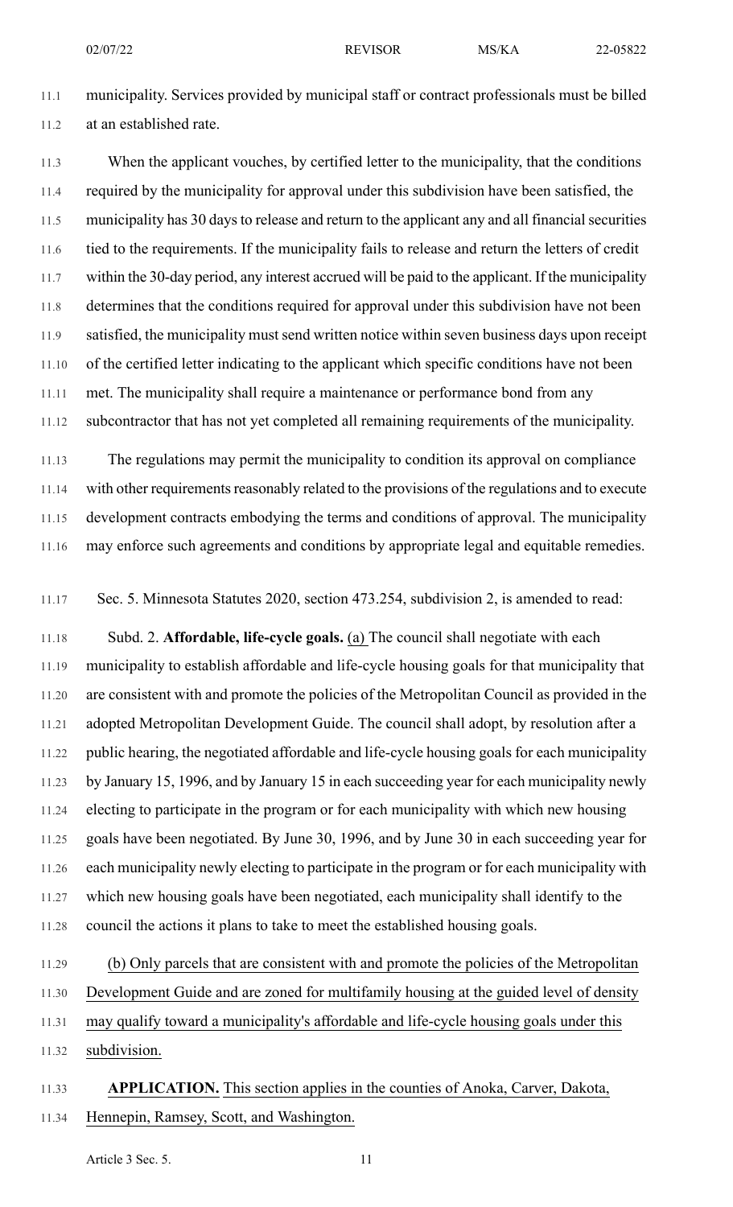municipality. Services provided by municipal staff or contract professionals must be billed at an established rate.

When the applicant vouches, by certified letter to the municipality, that the conditions required by the municipality for approval under this subdivision have been satisfied, the municipality has 30 days to release and return to the applicant any and all financial securities tied to the requirements. If the municipality fails to release and return the letters of credit within the 30-day period, any interest accrued will be paid to the applicant. If the municipality determines that the conditions required for approval under this subdivision have not been satisfied, the municipality must send written notice within seven business days upon receipt of the certified letter indicating to the applicant which specific conditions have not been met. The municipality shall require a maintenance or performance bond from any subcontractor that has not yet completed all remaining requirements of the municipality.

The regulations may permit the municipality to condition its approval on compliance with other requirements reasonably related to the provisions of the regulations and to execute development contracts embodying the terms and conditions of approval. The municipality may enforce such agreements and conditions by appropriate legal and equitable remedies.

Sec. 5. Minnesota Statutes 2020, section 473.254, subdivision 2, is amended to read:

Subd. 2. **Affordable, life-cycle goals.** (a) The council shall negotiate with each municipality to establish affordable and life-cycle housing goals for that municipality that are consistent with and promote the policies of the Metropolitan Council as provided in the adopted Metropolitan Development Guide. The council shall adopt, by resolution after a public hearing, the negotiated affordable and life-cycle housing goals for each municipality by January 15, 1996, and by January 15 in each succeeding year for each municipality newly electing to participate in the program or for each municipality with which new housing goals have been negotiated. By June 30, 1996, and by June 30 in each succeeding year for each municipality newly electing to participate in the program or for each municipality with which new housing goals have been negotiated, each municipality shall identify to the council the actions it plans to take to meet the established housing goals.

(b) Only parcels that are consistent with and promote the policies of the Metropolitan Development Guide and are zoned for multifamily housing at the guided level of density may qualify toward a municipality's affordable and life-cycle housing goals under this subdivision.

**APPLICATION.** This section applies in the counties of Anoka, Carver, Dakota, Hennepin, Ramsey, Scott, and Washington.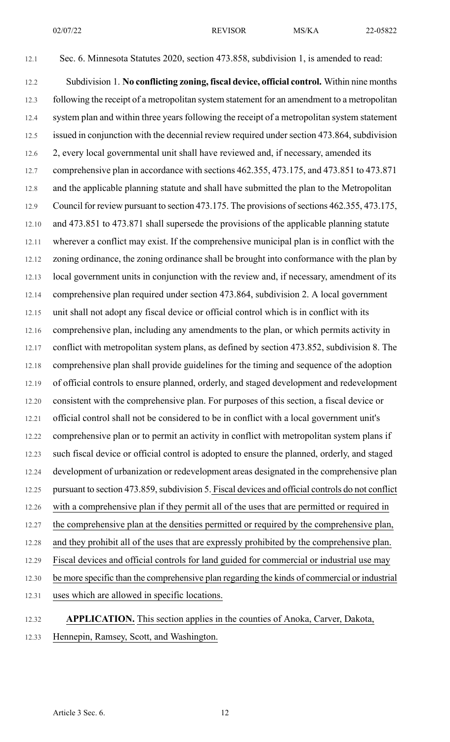Sec. 6. Minnesota Statutes 2020, section 473.858, subdivision 1, is amended to read:

Subdivision 1. **No conflicting zoning, fiscal device, official control.** Within nine months following the receipt of a metropolitan system statement for an amendment to a metropolitan system plan and within three years following the receipt of a metropolitan system statement issued in conjunction with the decennial review required under section 473.864, subdivision 2, every local governmental unit shall have reviewed and, if necessary, amended its comprehensive plan in accordance with sections 462.355, 473.175, and 473.851 to 473.871 and the applicable planning statute and shall have submitted the plan to the Metropolitan Council for review pursuant to section 473.175. The provisions of sections 462.355, 473.175, and 473.851 to 473.871 shall supersede the provisions of the applicable planning statute wherever a conflict may exist. If the comprehensive municipal plan is in conflict with the zoning ordinance, the zoning ordinance shall be brought into conformance with the plan by local government units in conjunction with the review and, if necessary, amendment of its comprehensive plan required under section 473.864, subdivision 2. A local government unit shall not adopt any fiscal device or official control which is in conflict with its comprehensive plan, including any amendments to the plan, or which permits activity in conflict with metropolitan system plans, as defined by section 473.852, subdivision 8. The comprehensive plan shall provide guidelines for the timing and sequence of the adoption of official controls to ensure planned, orderly, and staged development and redevelopment consistent with the comprehensive plan. For purposes of this section, a fiscal device or official control shall not be considered to be in conflict with a local government unit's comprehensive plan or to permit an activity in conflict with metropolitan system plans if such fiscal device or official control is adopted to ensure the planned, orderly, and staged development of urbanization or redevelopment areas designated in the comprehensive plan pursuant to section 473.859, subdivision 5. Fiscal devices and official controls do not conflict with a comprehensive plan if they permit all of the uses that are permitted or required in the comprehensive plan at the densities permitted or required by the comprehensive plan, and they prohibit all of the uses that are expressly prohibited by the comprehensive plan. Fiscal devices and official controls for land guided for commercial or industrial use may be more specific than the comprehensive plan regarding the kinds of commercial or industrial uses which are allowed in specific locations.

**APPLICATION.** This section applies in the counties of Anoka, Carver, Dakota, Hennepin, Ramsey, Scott, and Washington.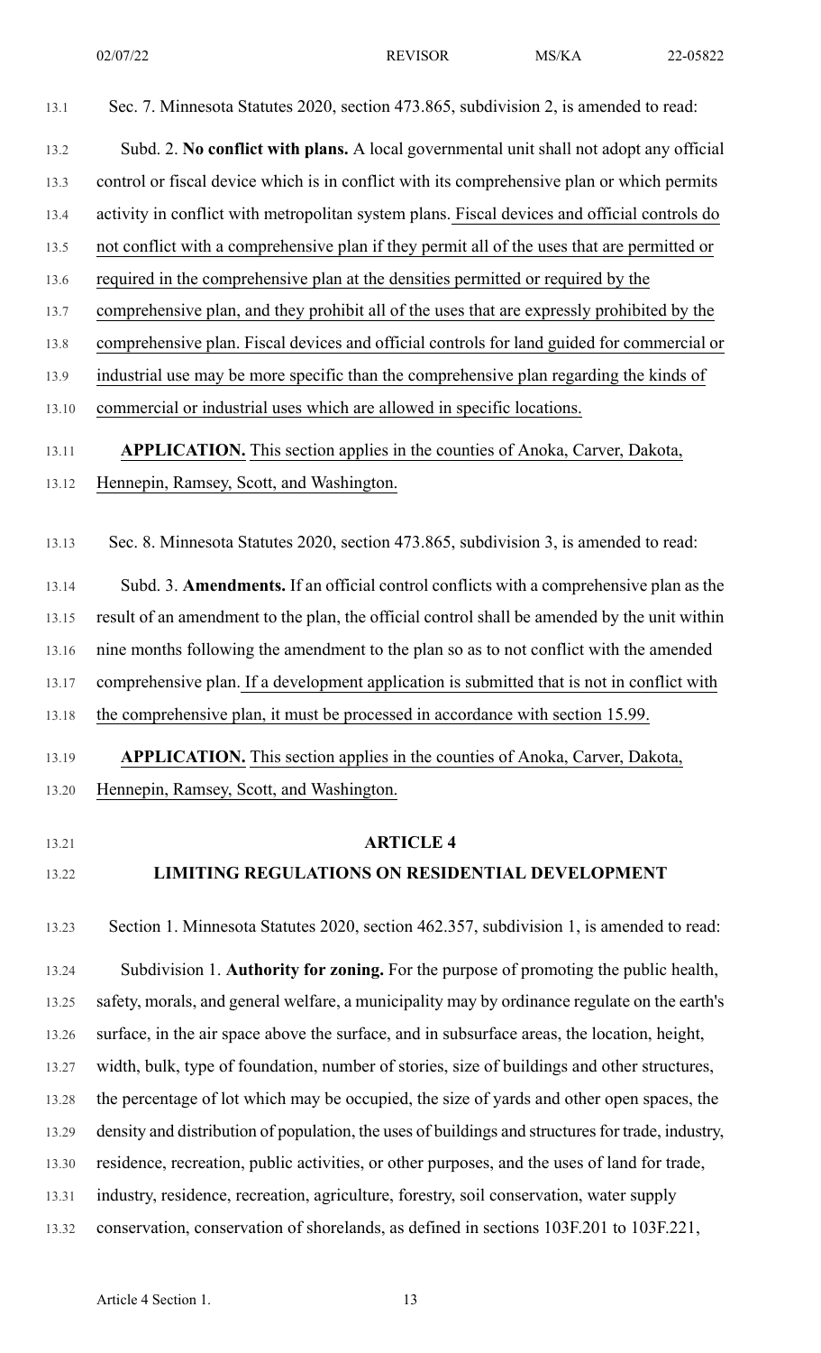Sec. 7. Minnesota Statutes 2020, section 473.865, subdivision 2, is amended to read:

Subd. 2. **No conflict with plans.** A local governmental unit shall not adopt any official control or fiscal device which is in conflict with its comprehensive plan or which permits activity in conflict with metropolitan system plans. Fiscal devices and official controls do not conflict with a comprehensive plan if they permit all of the uses that are permitted or required in the comprehensive plan at the densities permitted or required by the comprehensive plan, and they prohibit all of the uses that are expressly prohibited by the comprehensive plan. Fiscal devices and official controls for land guided for commercial or industrial use may be more specific than the comprehensive plan regarding the kinds of commercial or industrial uses which are allowed in specific locations.

**APPLICATION.** This section applies in the counties of Anoka, Carver, Dakota, Hennepin, Ramsey, Scott, and Washington.

Sec. 8. Minnesota Statutes 2020, section 473.865, subdivision 3, is amended to read:

Subd. 3. **Amendments.** If an official control conflicts with a comprehensive plan as the result of an amendment to the plan, the official control shall be amended by the unit within nine months following the amendment to the plan so as to not conflict with the amended comprehensive plan. If a development application is submitted that is not in conflict with the comprehensive plan, it must be processed in accordance with section 15.99.

**APPLICATION.** This section applies in the counties of Anoka, Carver, Dakota, Hennepin, Ramsey, Scott, and Washington.

## ARTICLE 4

## LIMITING REGULATIONS ON RESIDENTIAL DEVELOPMENT

Section 1. Minnesota Statutes 2020, section 462.357, subdivision 1, is amended to read:

Subdivision 1. **Authority for zoning.** For the purpose of promoting the public health, safety, morals, and general welfare, a municipality may by ordinance regulate on the earth's surface, in the air space above the surface, and in subsurface areas, the location, height, width, bulk, type of foundation, number of stories, size of buildings and other structures, the percentage of lot which may be occupied, the size of yards and other open spaces, the density and distribution of population, the uses of buildings and structures for trade, industry, residence, recreation, public activities, or other purposes, and the uses of land for trade, industry, residence, recreation, agriculture, forestry, soil conservation, water supply conservation, conservation of shorelands, as defined in sections 103F.201 to 103F.221,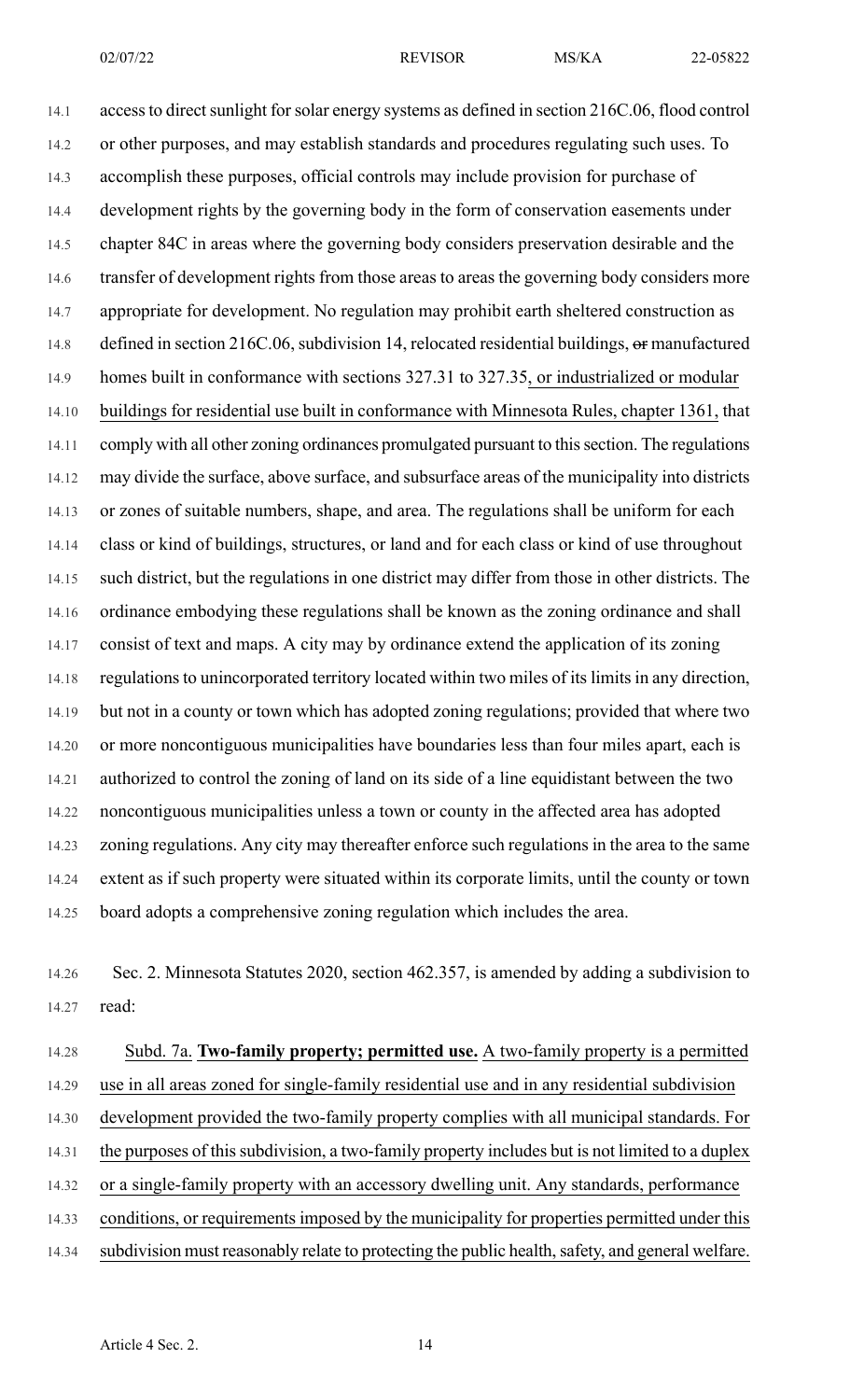access to direct sunlight for solar energy systems as defined in section 216C.06, flood control or other purposes, and may establish standards and procedures regulating such uses. To accomplish these purposes, official controls may include provision for purchase of development rights by the governing body in the form of conservation easements under chapter 84C in areas where the governing body considers preservation desirable and the transfer of development rights from those areas to areas the governing body considers more appropriate for development. No regulation may prohibit earth sheltered construction as defined in section 216C.06, subdivision 14, relocated residential buildings, ~~or~~ manufactured homes built in conformance with sections 327.31 to 327.35, or industrialized or modular buildings for residential use built in conformance with Minnesota Rules, chapter 1361, that comply with all other zoning ordinances promulgated pursuant to this section. The regulations may divide the surface, above surface, and subsurface areas of the municipality into districts or zones of suitable numbers, shape, and area. The regulations shall be uniform for each class or kind of buildings, structures, or land and for each class or kind of use throughout such district, but the regulations in one district may differ from those in other districts. The ordinance embodying these regulations shall be known as the zoning ordinance and shall consist of text and maps. A city may by ordinance extend the application of its zoning regulations to unincorporated territory located within two miles of its limits in any direction, but not in a county or town which has adopted zoning regulations; provided that where two or more noncontiguous municipalities have boundaries less than four miles apart, each is authorized to control the zoning of land on its side of a line equidistant between the two noncontiguous municipalities unless a town or county in the affected area has adopted zoning regulations. Any city may thereafter enforce such regulations in the area to the same extent as if such property were situated within its corporate limits, until the county or town board adopts a comprehensive zoning regulation which includes the area.

Sec. 2. Minnesota Statutes 2020, section 462.357, is amended by adding a subdivision to read:

Subd. 7a. **Two-family property; permitted use.** A two-family property is a permitted use in all areas zoned for single-family residential use and in any residential subdivision development provided the two-family property complies with all municipal standards. For the purposes of this subdivision, a two-family property includes but is not limited to a duplex or a single-family property with an accessory dwelling unit. Any standards, performance conditions, or requirements imposed by the municipality for properties permitted under this subdivision must reasonably relate to protecting the public health, safety, and general welfare.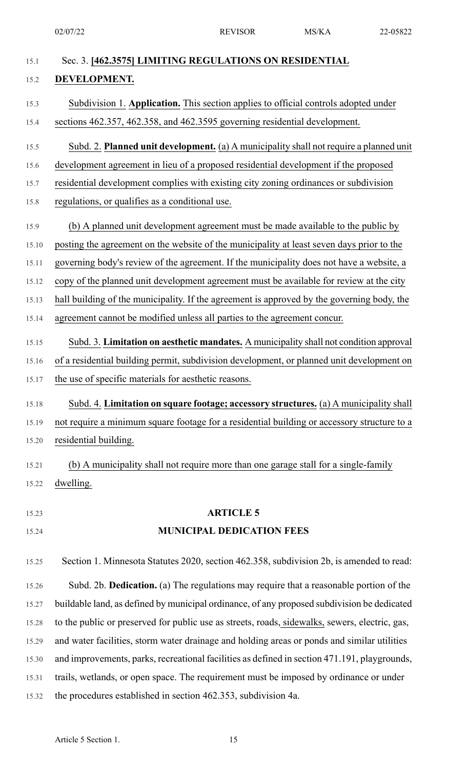Sec. 3. **[462.3575] LIMITING REGULATIONS ON RESIDENTIAL DEVELOPMENT.**

Subdivision 1. **Application.** This section applies to official controls adopted under sections 462.357, 462.358, and 462.3595 governing residential development.

Subd. 2. **Planned unit development.** (a) A municipality shall not require a planned unit development agreement in lieu of a proposed residential development if the proposed residential development complies with existing city zoning ordinances or subdivision regulations, or qualifies as a conditional use.

(b) A planned unit development agreement must be made available to the public by posting the agreement on the website of the municipality at least seven days prior to the governing body's review of the agreement. If the municipality does not have a website, a copy of the planned unit development agreement must be available for review at the city hall building of the municipality. If the agreement is approved by the governing body, the agreement cannot be modified unless all parties to the agreement concur.

Subd. 3. **Limitation on aesthetic mandates.** A municipality shall not condition approval of a residential building permit, subdivision development, or planned unit development on the use of specific materials for aesthetic reasons.

Subd. 4. **Limitation on square footage; accessory structures.** (a) A municipality shall not require a minimum square footage for a residential building or accessory structure to a residential building.

(b) A municipality shall not require more than one garage stall for a single-family dwelling.

## ARTICLE 5

## MUNICIPAL DEDICATION FEES

Section 1. Minnesota Statutes 2020, section 462.358, subdivision 2b, is amended to read:

Subd. 2b. **Dedication.** (a) The regulations may require that a reasonable portion of the buildable land, as defined by municipal ordinance, of any proposed subdivision be dedicated to the public or preserved for public use as streets, roads, sidewalks, sewers, electric, gas, and water facilities, storm water drainage and holding areas or ponds and similar utilities and improvements, parks, recreational facilities as defined in section 471.191, playgrounds, trails, wetlands, or open space. The requirement must be imposed by ordinance or under the procedures established in section 462.353, subdivision 4a.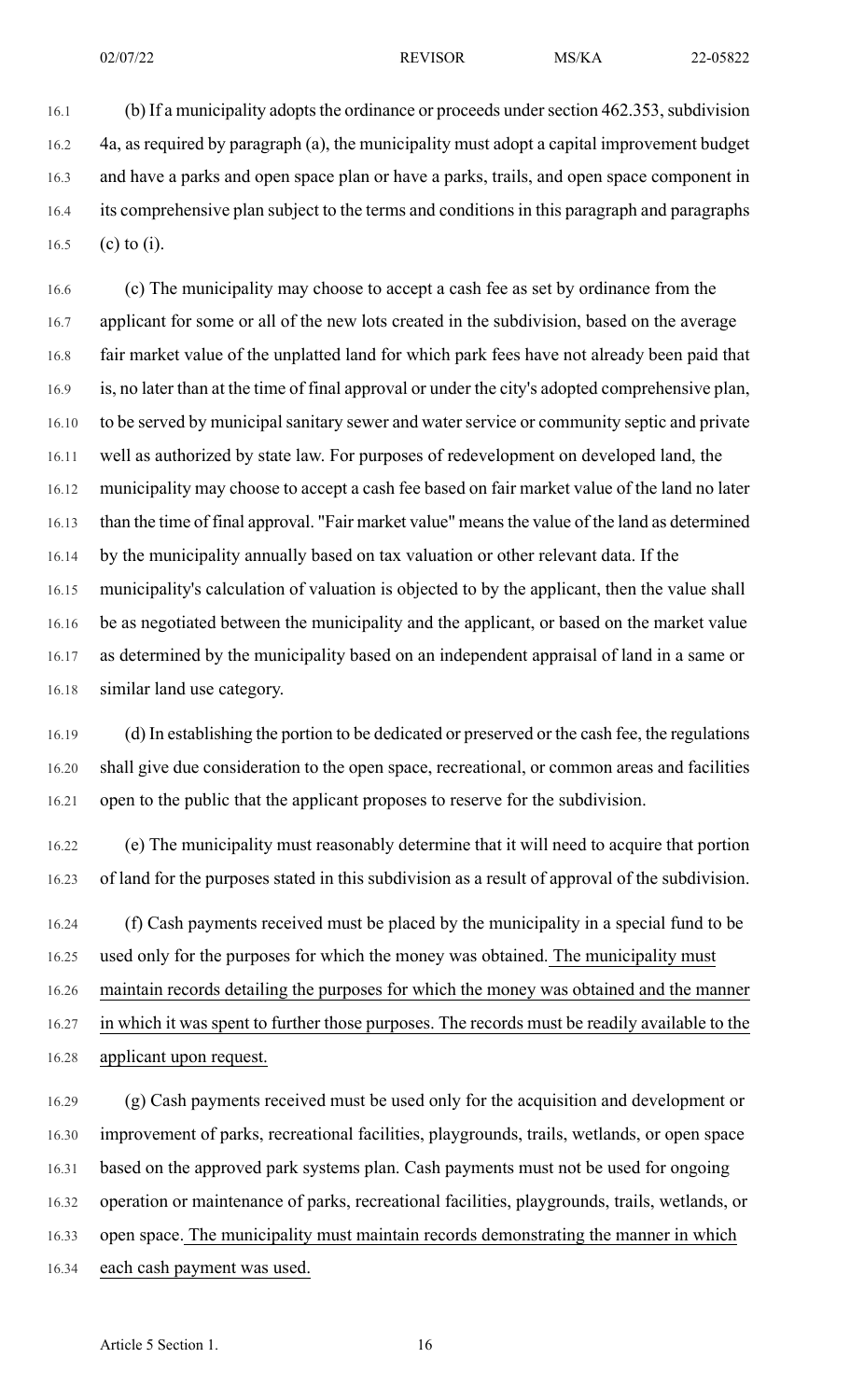(b) If a municipality adopts the ordinance or proceeds under section 462.353, subdivision 4a, as required by paragraph (a), the municipality must adopt a capital improvement budget and have a parks and open space plan or have a parks, trails, and open space component in its comprehensive plan subject to the terms and conditions in this paragraph and paragraphs (c) to (i).

(c) The municipality may choose to accept a cash fee as set by ordinance from the applicant for some or all of the new lots created in the subdivision, based on the average fair market value of the unplatted land for which park fees have not already been paid that is, no later than at the time of final approval or under the city's adopted comprehensive plan, to be served by municipal sanitary sewer and water service or community septic and private well as authorized by state law. For purposes of redevelopment on developed land, the municipality may choose to accept a cash fee based on fair market value of the land no later than the time of final approval. "Fair market value" means the value of the land as determined by the municipality annually based on tax valuation or other relevant data. If the municipality's calculation of valuation is objected to by the applicant, then the value shall be as negotiated between the municipality and the applicant, or based on the market value as determined by the municipality based on an independent appraisal of land in a same or similar land use category.

(d) In establishing the portion to be dedicated or preserved or the cash fee, the regulations shall give due consideration to the open space, recreational, or common areas and facilities open to the public that the applicant proposes to reserve for the subdivision.

(e) The municipality must reasonably determine that it will need to acquire that portion of land for the purposes stated in this subdivision as a result of approval of the subdivision.

(f) Cash payments received must be placed by the municipality in a special fund to be used only for the purposes for which the money was obtained. The municipality must maintain records detailing the purposes for which the money was obtained and the manner in which it was spent to further those purposes. The records must be readily available to the applicant upon request.

(g) Cash payments received must be used only for the acquisition and development or improvement of parks, recreational facilities, playgrounds, trails, wetlands, or open space based on the approved park systems plan. Cash payments must not be used for ongoing operation or maintenance of parks, recreational facilities, playgrounds, trails, wetlands, or open space. The municipality must maintain records demonstrating the manner in which each cash payment was used.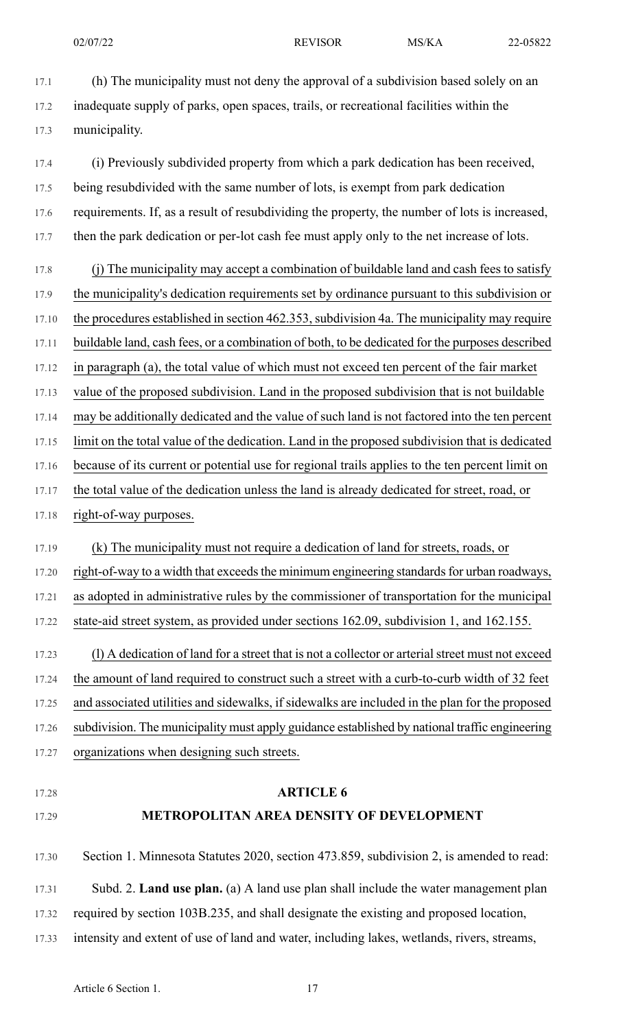(h) The municipality must not deny the approval of a subdivision based solely on an inadequate supply of parks, open spaces, trails, or recreational facilities within the municipality.

(i) Previously subdivided property from which a park dedication has been received, being resubdivided with the same number of lots, is exempt from park dedication requirements. If, as a result of resubdividing the property, the number of lots is increased, then the park dedication or per-lot cash fee must apply only to the net increase of lots.

(j) The municipality may accept a combination of buildable land and cash fees to satisfy the municipality's dedication requirements set by ordinance pursuant to this subdivision or the procedures established in section 462.353, subdivision 4a. The municipality may require buildable land, cash fees, or a combination of both, to be dedicated for the purposes described in paragraph (a), the total value of which must not exceed ten percent of the fair market value of the proposed subdivision. Land in the proposed subdivision that is not buildable may be additionally dedicated and the value of such land is not factored into the ten percent limit on the total value of the dedication. Land in the proposed subdivision that is dedicated because of its current or potential use for regional trails applies to the ten percent limit on the total value of the dedication unless the land is already dedicated for street, road, or right-of-way purposes.

(k) The municipality must not require a dedication of land for streets, roads, or right-of-way to a width that exceeds the minimum engineering standards for urban roadways, as adopted in administrative rules by the commissioner of transportation for the municipal state-aid street system, as provided under sections 162.09, subdivision 1, and 162.155.

(l) A dedication of land for a street that is not a collector or arterial street must not exceed the amount of land required to construct such a street with a curb-to-curb width of 32 feet and associated utilities and sidewalks, if sidewalks are included in the plan for the proposed subdivision. The municipality must apply guidance established by national traffic engineering organizations when designing such streets.

## ARTICLE 6

## METROPOLITAN AREA DENSITY OF DEVELOPMENT

Section 1. Minnesota Statutes 2020, section 473.859, subdivision 2, is amended to read:

Subd. 2. **Land use plan.** (a) A land use plan shall include the water management plan required by section 103B.235, and shall designate the existing and proposed location, intensity and extent of use of land and water, including lakes, wetlands, rivers, streams,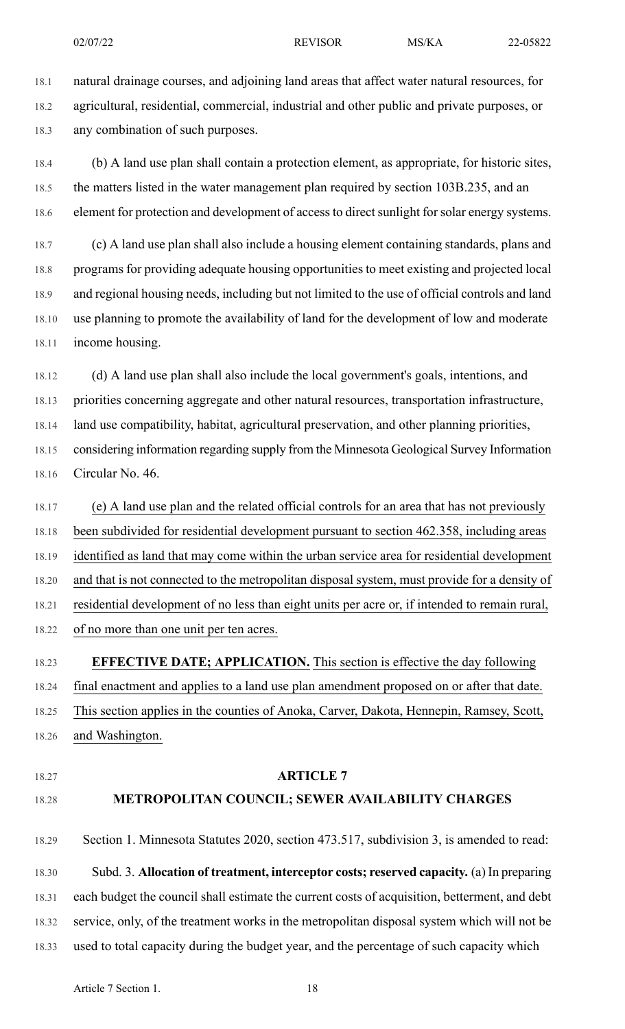natural drainage courses, and adjoining land areas that affect water natural resources, for agricultural, residential, commercial, industrial and other public and private purposes, or any combination of such purposes.

(b) A land use plan shall contain a protection element, as appropriate, for historic sites, the matters listed in the water management plan required by section 103B.235, and an element for protection and development of access to direct sunlight for solar energy systems.

(c) A land use plan shall also include a housing element containing standards, plans and programs for providing adequate housing opportunities to meet existing and projected local and regional housing needs, including but not limited to the use of official controls and land use planning to promote the availability of land for the development of low and moderate income housing.

(d) A land use plan shall also include the local government's goals, intentions, and priorities concerning aggregate and other natural resources, transportation infrastructure, land use compatibility, habitat, agricultural preservation, and other planning priorities, considering information regarding supply from the Minnesota Geological Survey Information Circular No. 46.

(e) A land use plan and the related official controls for an area that has not previously been subdivided for residential development pursuant to section 462.358, including areas identified as land that may come within the urban service area for residential development and that is not connected to the metropolitan disposal system, must provide for a density of residential development of no less than eight units per acre or, if intended to remain rural, of no more than one unit per ten acres.

**EFFECTIVE DATE; APPLICATION.** This section is effective the day following final enactment and applies to a land use plan amendment proposed on or after that date. This section applies in the counties of Anoka, Carver, Dakota, Hennepin, Ramsey, Scott, and Washington.

## ARTICLE 7

## METROPOLITAN COUNCIL; SEWER AVAILABILITY CHARGES

Section 1. Minnesota Statutes 2020, section 473.517, subdivision 3, is amended to read:

Subd. 3. **Allocation of treatment, interceptor costs; reserved capacity.** (a) In preparing each budget the council shall estimate the current costs of acquisition, betterment, and debt service, only, of the treatment works in the metropolitan disposal system which will not be used to total capacity during the budget year, and the percentage of such capacity which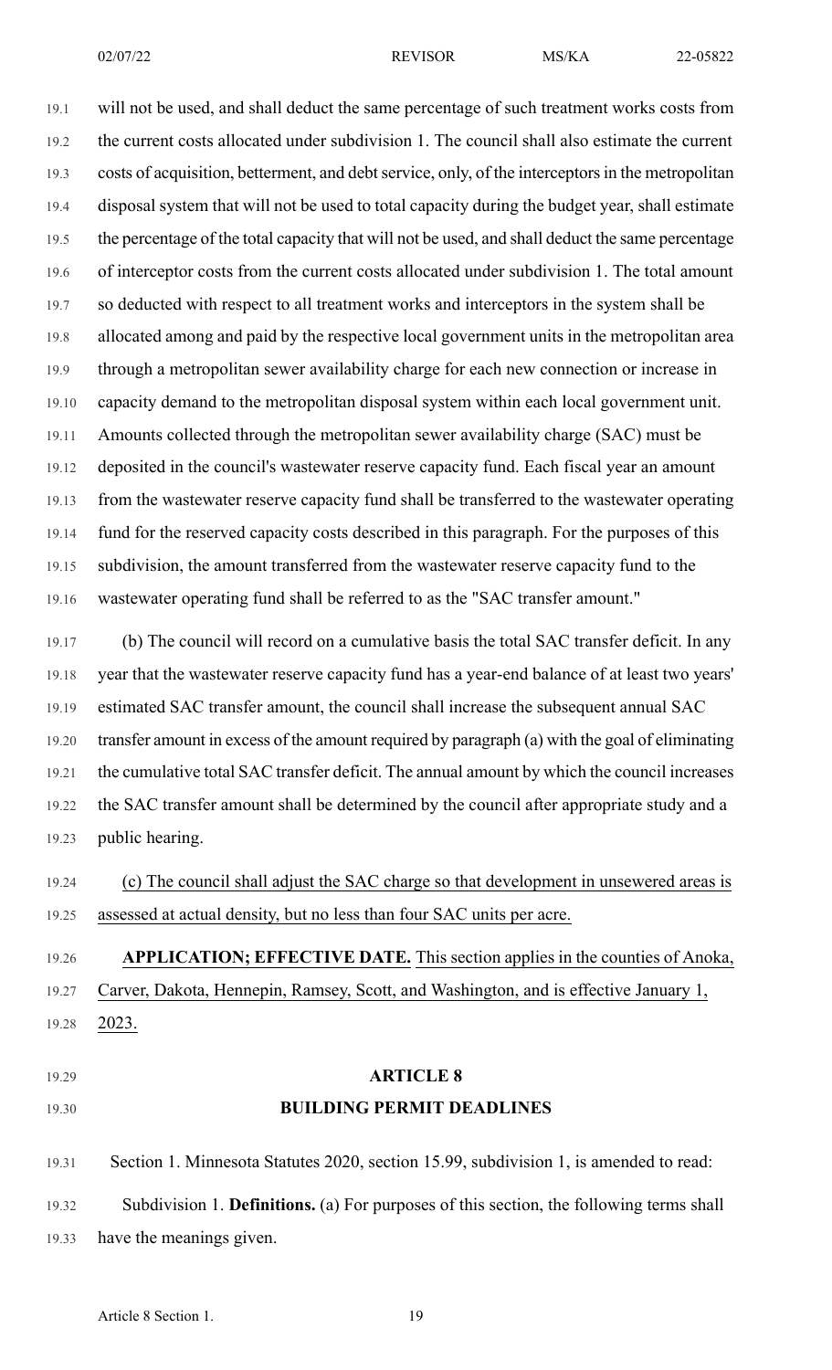will not be used, and shall deduct the same percentage of such treatment works costs from the current costs allocated under subdivision 1. The council shall also estimate the current costs of acquisition, betterment, and debt service, only, of the interceptors in the metropolitan disposal system that will not be used to total capacity during the budget year, shall estimate the percentage of the total capacity that will not be used, and shall deduct the same percentage of interceptor costs from the current costs allocated under subdivision 1. The total amount so deducted with respect to all treatment works and interceptors in the system shall be allocated among and paid by the respective local government units in the metropolitan area through a metropolitan sewer availability charge for each new connection or increase in capacity demand to the metropolitan disposal system within each local government unit. Amounts collected through the metropolitan sewer availability charge (SAC) must be deposited in the council's wastewater reserve capacity fund. Each fiscal year an amount from the wastewater reserve capacity fund shall be transferred to the wastewater operating fund for the reserved capacity costs described in this paragraph. For the purposes of this subdivision, the amount transferred from the wastewater reserve capacity fund to the wastewater operating fund shall be referred to as the "SAC transfer amount."

(b) The council will record on a cumulative basis the total SAC transfer deficit. In any year that the wastewater reserve capacity fund has a year-end balance of at least two years' estimated SAC transfer amount, the council shall increase the subsequent annual SAC transfer amount in excess of the amount required by paragraph (a) with the goal of eliminating the cumulative total SAC transfer deficit. The annual amount by which the council increases the SAC transfer amount shall be determined by the council after appropriate study and a public hearing.

(c) The council shall adjust the SAC charge so that development in unsewered areas is assessed at actual density, but no less than four SAC units per acre.

**APPLICATION; EFFECTIVE DATE.** This section applies in the counties of Anoka, Carver, Dakota, Hennepin, Ramsey, Scott, and Washington, and is effective January 1, 2023.

## ARTICLE 8
## BUILDING PERMIT DEADLINES

Section 1. Minnesota Statutes 2020, section 15.99, subdivision 1, is amended to read:

Subdivision 1. **Definitions.** (a) For purposes of this section, the following terms shall have the meanings given.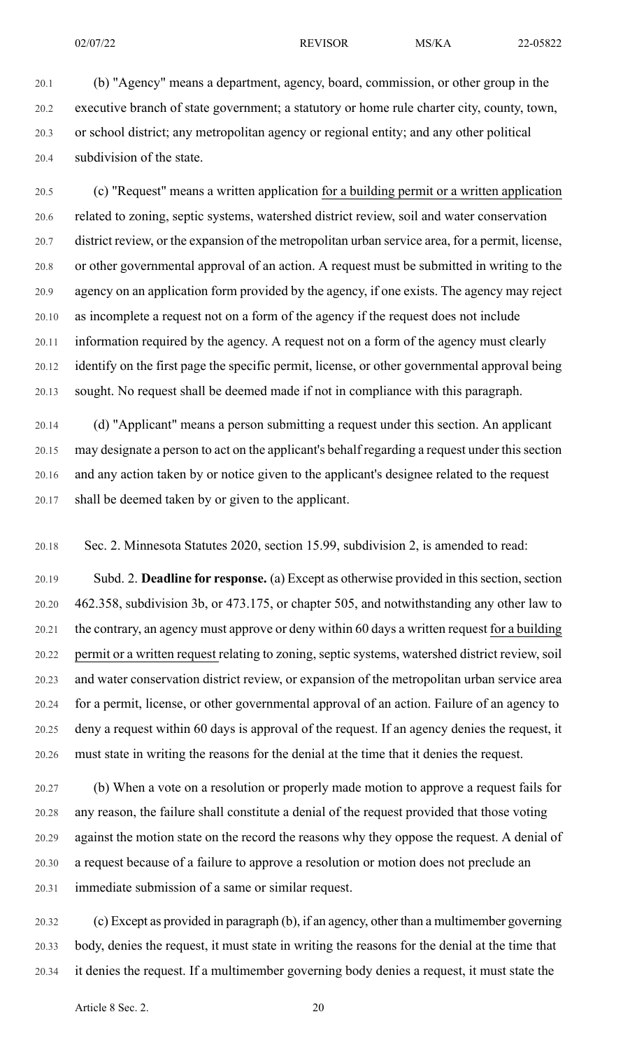(b) "Agency" means a department, agency, board, commission, or other group in the executive branch of state government; a statutory or home rule charter city, county, town, or school district; any metropolitan agency or regional entity; and any other political subdivision of the state.

(c) "Request" means a written application <u>for a building permit or a written application</u> related to zoning, septic systems, watershed district review, soil and water conservation district review, or the expansion of the metropolitan urban service area, for a permit, license, or other governmental approval of an action. A request must be submitted in writing to the agency on an application form provided by the agency, if one exists. The agency may reject as incomplete a request not on a form of the agency if the request does not include information required by the agency. A request not on a form of the agency must clearly identify on the first page the specific permit, license, or other governmental approval being sought. No request shall be deemed made if not in compliance with this paragraph.

(d) "Applicant" means a person submitting a request under this section. An applicant may designate a person to act on the applicant's behalf regarding a request under this section and any action taken by or notice given to the applicant's designee related to the request shall be deemed taken by or given to the applicant.

Sec. 2. Minnesota Statutes 2020, section 15.99, subdivision 2, is amended to read:

Subd. 2. **Deadline for response.** (a) Except as otherwise provided in this section, section 462.358, subdivision 3b, or 473.175, or chapter 505, and notwithstanding any other law to the contrary, an agency must approve or deny within 60 days a written request <u>for a building permit or a written request</u> relating to zoning, septic systems, watershed district review, soil and water conservation district review, or expansion of the metropolitan urban service area for a permit, license, or other governmental approval of an action. Failure of an agency to deny a request within 60 days is approval of the request. If an agency denies the request, it must state in writing the reasons for the denial at the time that it denies the request.

(b) When a vote on a resolution or properly made motion to approve a request fails for any reason, the failure shall constitute a denial of the request provided that those voting against the motion state on the record the reasons why they oppose the request. A denial of a request because of a failure to approve a resolution or motion does not preclude an immediate submission of a same or similar request.

(c) Except as provided in paragraph (b), if an agency, other than a multimember governing body, denies the request, it must state in writing the reasons for the denial at the time that it denies the request. If a multimember governing body denies a request, it must state the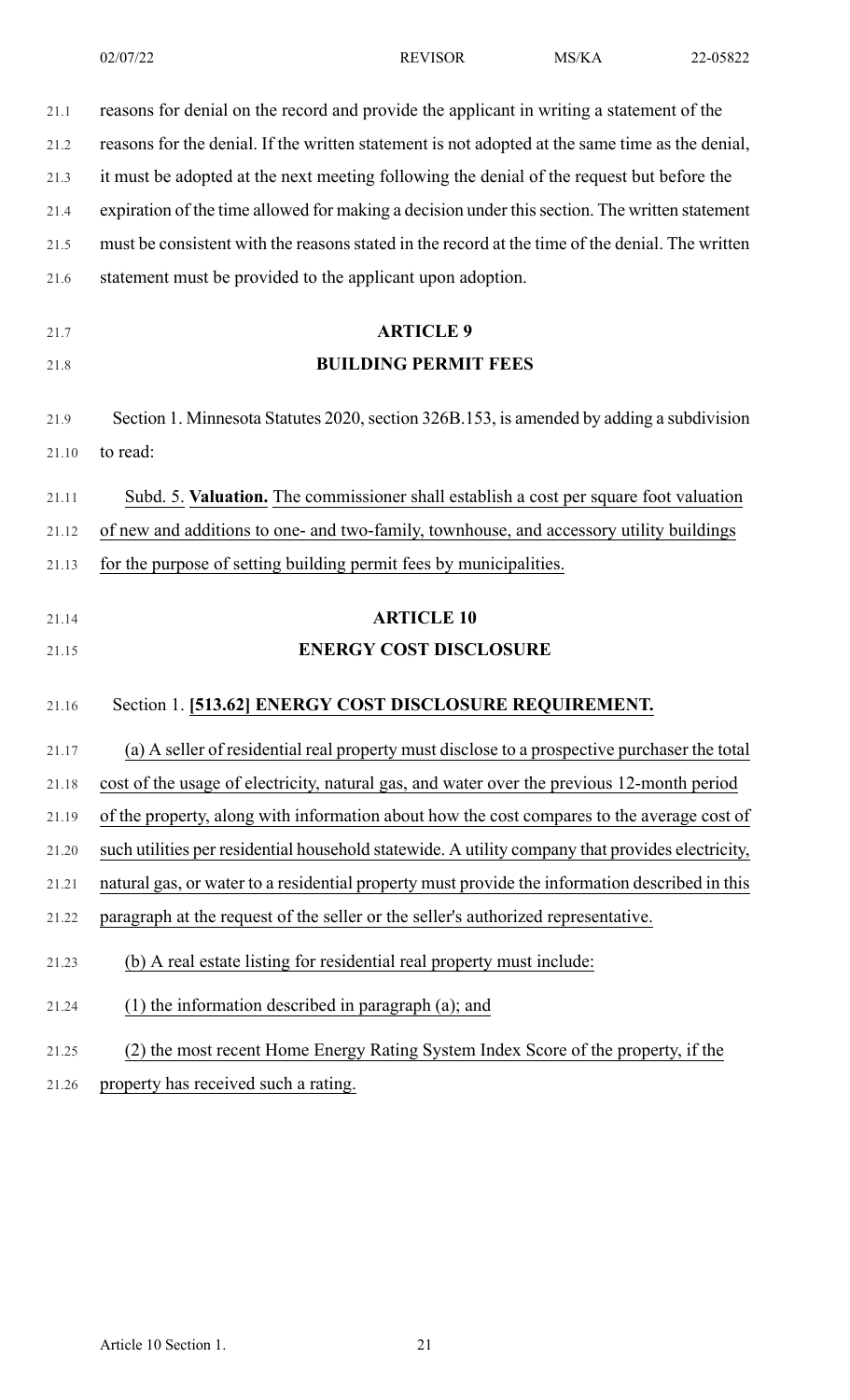reasons for denial on the record and provide the applicant in writing a statement of the reasons for the denial. If the written statement is not adopted at the same time as the denial, it must be adopted at the next meeting following the denial of the request but before the expiration of the time allowed for making a decision under this section. The written statement must be consistent with the reasons stated in the record at the time of the denial. The written statement must be provided to the applicant upon adoption.

## ARTICLE 9
## BUILDING PERMIT FEES

Section 1. Minnesota Statutes 2020, section 326B.153, is amended by adding a subdivision to read:

Subd. 5. **Valuation.** The commissioner shall establish a cost per square foot valuation of new and additions to one- and two-family, townhouse, and accessory utility buildings for the purpose of setting building permit fees by municipalities.

## ARTICLE 10
## ENERGY COST DISCLOSURE

Section 1. **[513.62] ENERGY COST DISCLOSURE REQUIREMENT.**

(a) A seller of residential real property must disclose to a prospective purchaser the total cost of the usage of electricity, natural gas, and water over the previous 12-month period of the property, along with information about how the cost compares to the average cost of such utilities per residential household statewide. A utility company that provides electricity, natural gas, or water to a residential property must provide the information described in this paragraph at the request of the seller or the seller's authorized representative.

(b) A real estate listing for residential real property must include:

(1) the information described in paragraph (a); and

(2) the most recent Home Energy Rating System Index Score of the property, if the property has received such a rating.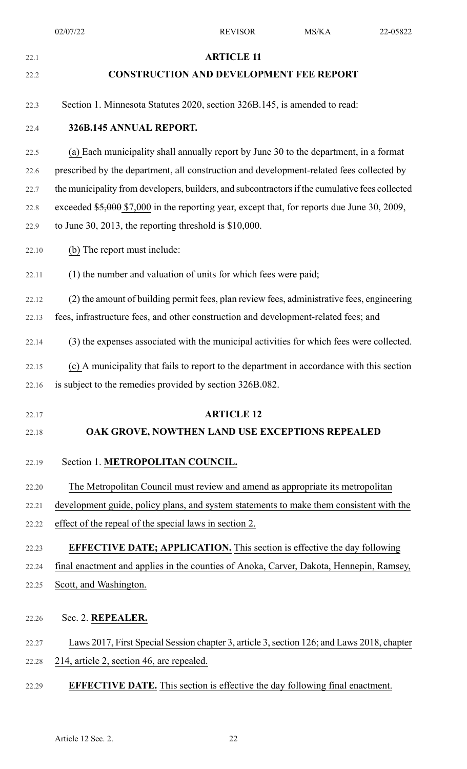## ARTICLE 11

## CONSTRUCTION AND DEVELOPMENT FEE REPORT

Section 1. Minnesota Statutes 2020, section 326B.145, is amended to read:

**326B.145 ANNUAL REPORT.**

(a) Each municipality shall annually report by June 30 to the department, in a format prescribed by the department, all construction and development-related fees collected by the municipality from developers, builders, and subcontractors if the cumulative fees collected exceeded ~~$5,000~~ $7,000 in the reporting year, except that, for reports due June 30, 2009, to June 30, 2013, the reporting threshold is $10,000.

(b) The report must include:

(1) the number and valuation of units for which fees were paid;

(2) the amount of building permit fees, plan review fees, administrative fees, engineering fees, infrastructure fees, and other construction and development-related fees; and

(3) the expenses associated with the municipal activities for which fees were collected.

(c) A municipality that fails to report to the department in accordance with this section is subject to the remedies provided by section 326B.082.

## ARTICLE 12

## OAK GROVE, NOWTHEN LAND USE EXCEPTIONS REPEALED

Section 1. **METROPOLITAN COUNCIL.**

The Metropolitan Council must review and amend as appropriate its metropolitan development guide, policy plans, and system statements to make them consistent with the effect of the repeal of the special laws in section 2.

**EFFECTIVE DATE; APPLICATION.** This section is effective the day following final enactment and applies in the counties of Anoka, Carver, Dakota, Hennepin, Ramsey, Scott, and Washington.

Sec. 2. **REPEALER.**

Laws 2017, First Special Session chapter 3, article 3, section 126; and Laws 2018, chapter 214, article 2, section 46, are repealed.

**EFFECTIVE DATE.** This section is effective the day following final enactment.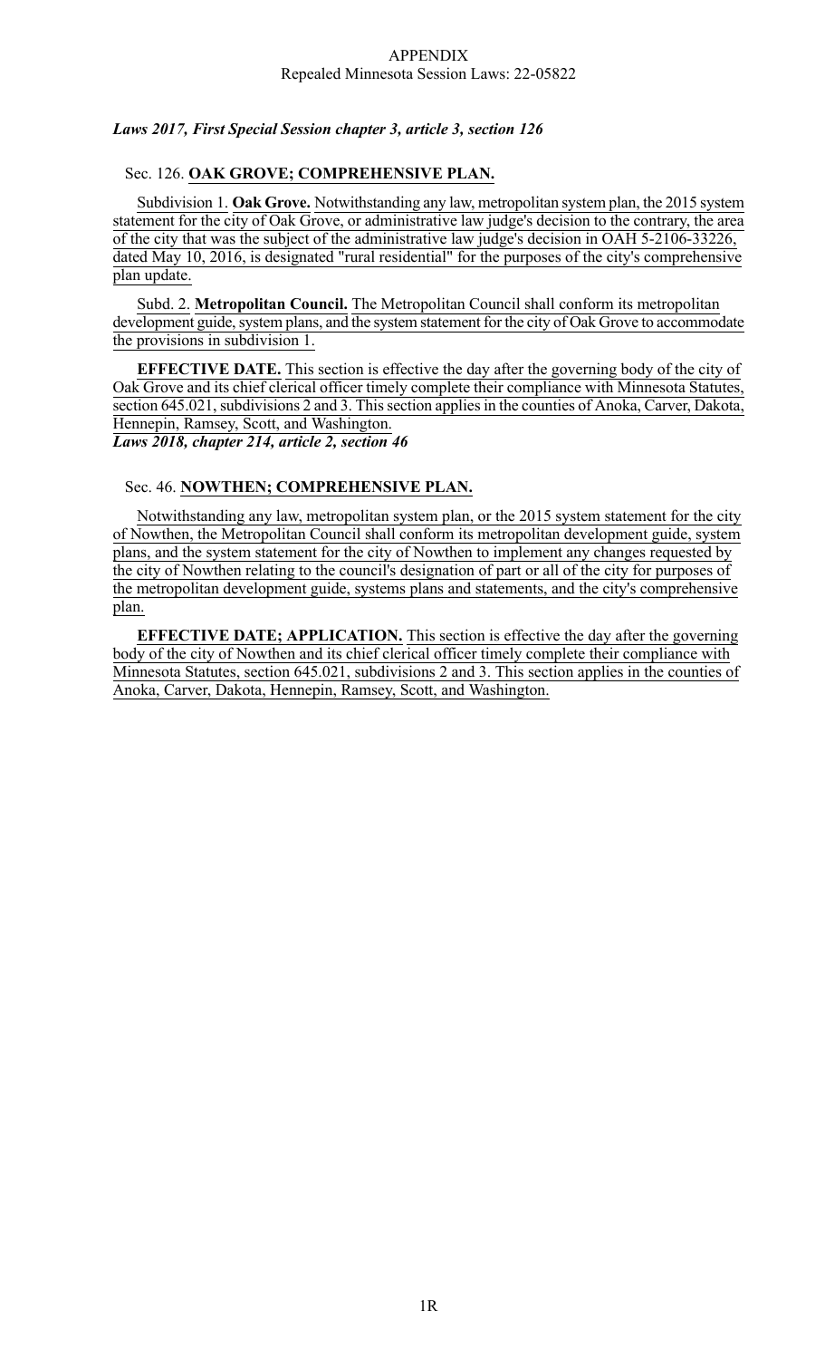# APPENDIX
## Repealed Minnesota Session Laws: 22-05822

***Laws 2017, First Special Session chapter 3, article 3, section 126***

Sec. 126. **OAK GROVE; COMPREHENSIVE PLAN.**

Subdivision 1. **Oak Grove.** Notwithstanding any law, metropolitan system plan, the 2015 system statement for the city of Oak Grove, or administrative law judge's decision to the contrary, the area of the city that was the subject of the administrative law judge's decision in OAH 5-2106-33226, dated May 10, 2016, is designated "rural residential" for the purposes of the city's comprehensive plan update.

Subd. 2. **Metropolitan Council.** The Metropolitan Council shall conform its metropolitan development guide, system plans, and the system statement for the city of Oak Grove to accommodate the provisions in subdivision 1.

**EFFECTIVE DATE.** This section is effective the day after the governing body of the city of Oak Grove and its chief clerical officer timely complete their compliance with Minnesota Statutes, section 645.021, subdivisions 2 and 3. This section applies in the counties of Anoka, Carver, Dakota, Hennepin, Ramsey, Scott, and Washington.

***Laws 2018, chapter 214, article 2, section 46***

Sec. 46. **NOWTHEN; COMPREHENSIVE PLAN.**

Notwithstanding any law, metropolitan system plan, or the 2015 system statement for the city of Nowthen, the Metropolitan Council shall conform its metropolitan development guide, system plans, and the system statement for the city of Nowthen to implement any changes requested by the city of Nowthen relating to the council's designation of part or all of the city for purposes of the metropolitan development guide, systems plans and statements, and the city's comprehensive plan.

**EFFECTIVE DATE; APPLICATION.** This section is effective the day after the governing body of the city of Nowthen and its chief clerical officer timely complete their compliance with Minnesota Statutes, section 645.021, subdivisions 2 and 3. This section applies in the counties of Anoka, Carver, Dakota, Hennepin, Ramsey, Scott, and Washington.